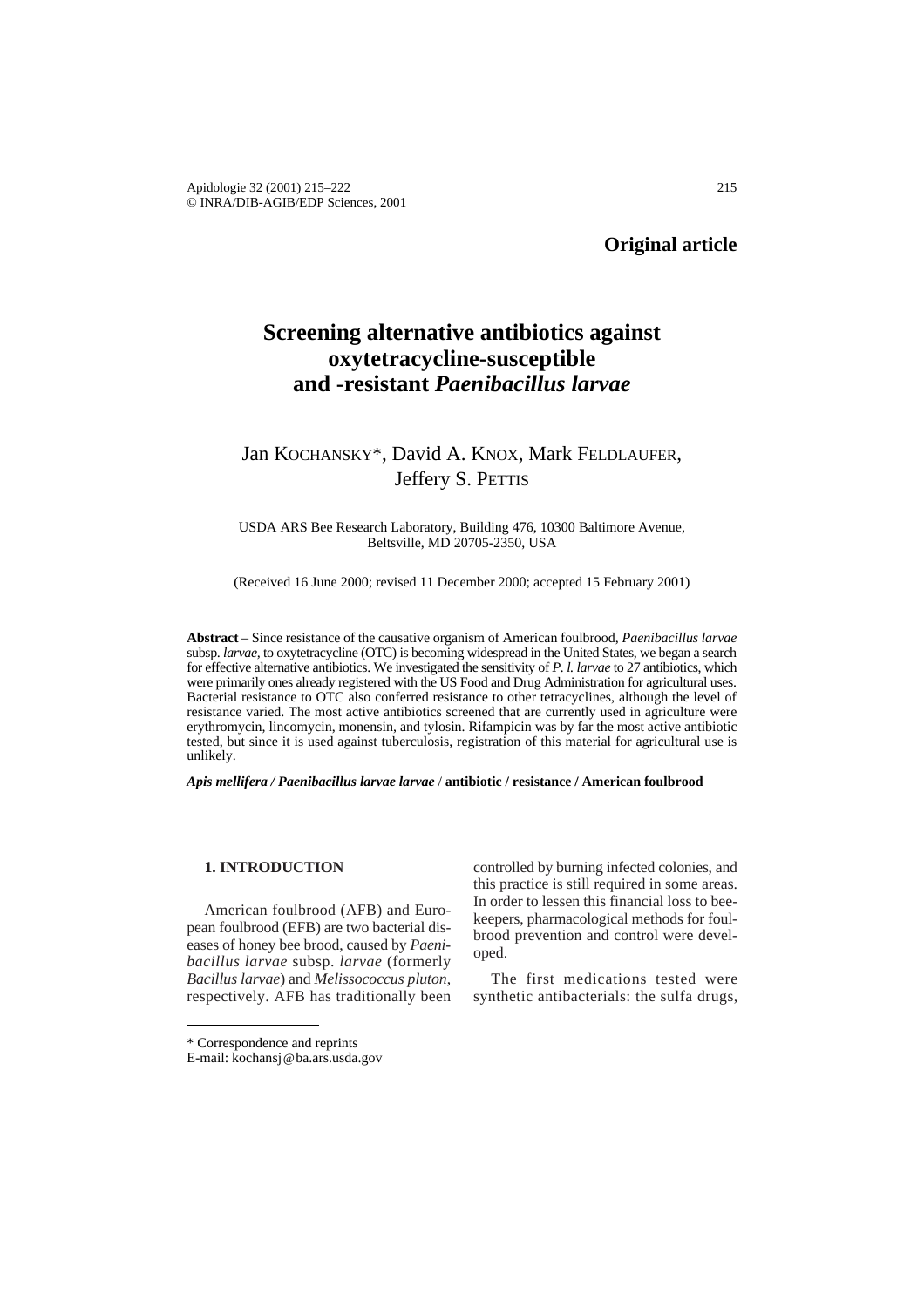**Original article**

# Screening alternative antibiotics against oxytetracycline-susceptible and -resistant *Paenibacillus larvae*

Jan KOCHANSKY*, David A. KNOX, Mark FELDLAUFER, Jeffery S. PETTIS

USDA ARS Bee Research Laboratory, Building 476, 10300 Baltimore Avenue, Beltsville, MD 20705-2350, USA

(Received 16 June 2000; revised 11 December 2000; accepted 15 February 2001)

**Abstract** – Since resistance of the causative organism of American foulbrood, *Paenibacillus larvae* subsp. *larvae*, to oxytetracycline (OTC) is becoming widespread in the United States, we began a search for effective alternative antibiotics. We investigated the sensitivity of *P. l. larvae* to 27 antibiotics, which were primarily ones already registered with the US Food and Drug Administration for agricultural uses. Bacterial resistance to OTC also conferred resistance to other tetracyclines, although the level of resistance varied. The most active antibiotics screened that are currently used in agriculture were erythromycin, lincomycin, monensin, and tylosin. Rifampicin was by far the most active antibiotic tested, but since it is used against tuberculosis, registration of this material for agricultural use is unlikely.

***Apis mellifera / Paenibacillus larvae larvae*** / **antibiotic / resistance / American foulbrood**

## 1. INTRODUCTION

American foulbrood (AFB) and European foulbrood (EFB) are two bacterial diseases of honey bee brood, caused by *Paenibacillus larvae* subsp. *larvae* (formerly *Bacillus larvae*) and *Melissococcus pluton*, respectively. AFB has traditionally been controlled by burning infected colonies, and this practice is still required in some areas. In order to lessen this financial loss to beekeepers, pharmacological methods for foulbrood prevention and control were developed.

The first medications tested were synthetic antibacterials: the sulfa drugs,

---

\* Correspondence and reprints

E-mail: kochansj@ba.ars.usda.gov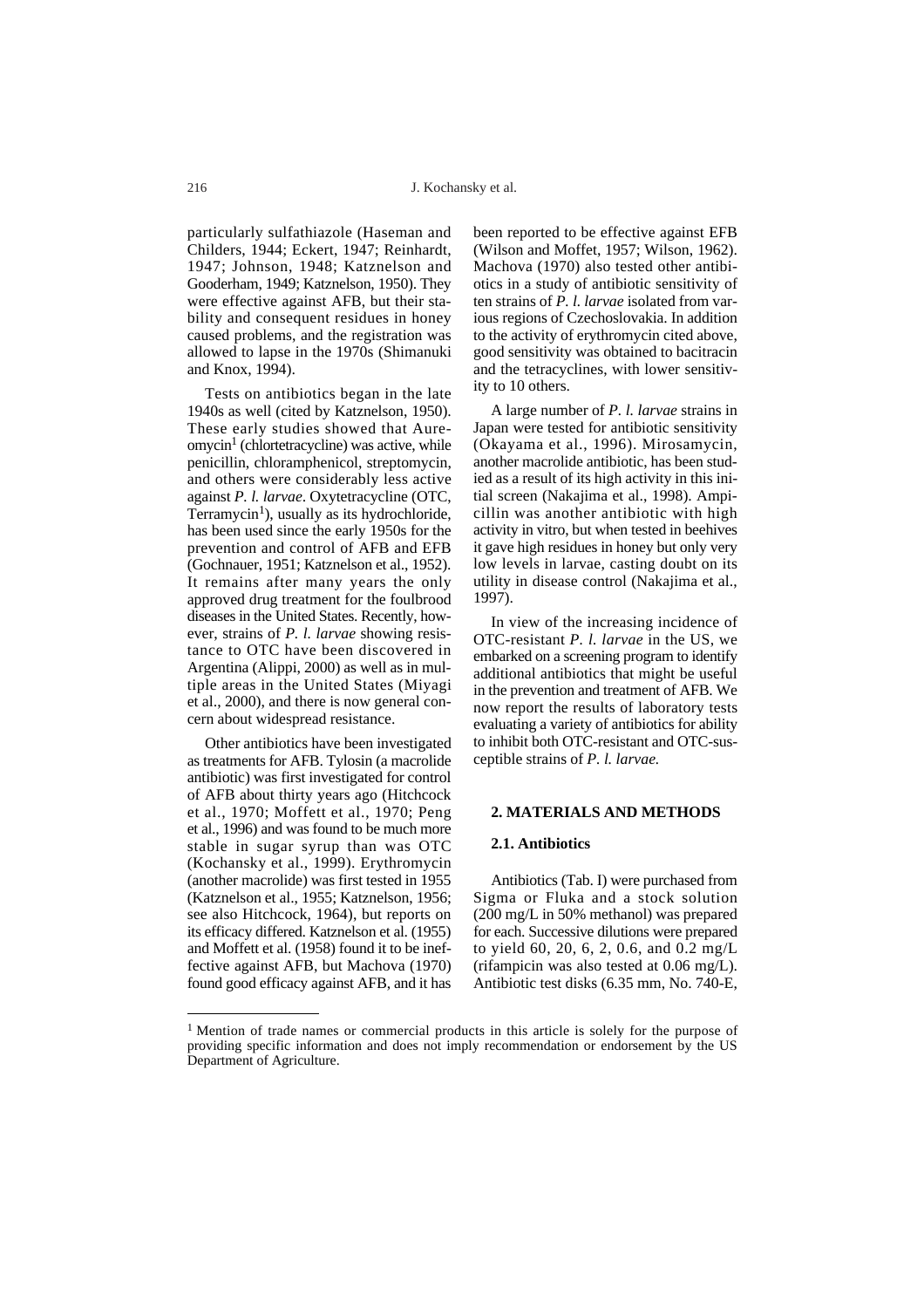particularly sulfathiazole (Haseman and Childers, 1944; Eckert, 1947; Reinhardt, 1947; Johnson, 1948; Katznelson and Gooderham, 1949; Katznelson, 1950). They were effective against AFB, but their stability and consequent residues in honey caused problems, and the registration was allowed to lapse in the 1970s (Shimanuki and Knox, 1994).

Tests on antibiotics began in the late 1940s as well (cited by Katznelson, 1950). These early studies showed that Aureomycin[1] (chlortetracycline) was active, while penicillin, chloramphenicol, streptomycin, and others were considerably less active against *P. l. larvae*. Oxytetracycline (OTC, Terramycin[1]), usually as its hydrochloride, has been used since the early 1950s for the prevention and control of AFB and EFB (Gochnauer, 1951; Katznelson et al., 1952). It remains after many years the only approved drug treatment for the foulbrood diseases in the United States. Recently, however, strains of *P. l. larvae* showing resistance to OTC have been discovered in Argentina (Alippi, 2000) as well as in multiple areas in the United States (Miyagi et al., 2000), and there is now general concern about widespread resistance.

Other antibiotics have been investigated as treatments for AFB. Tylosin (a macrolide antibiotic) was first investigated for control of AFB about thirty years ago (Hitchcock et al., 1970; Moffett et al., 1970; Peng et al., 1996) and was found to be much more stable in sugar syrup than was OTC (Kochansky et al., 1999). Erythromycin (another macrolide) was first tested in 1955 (Katznelson et al., 1955; Katznelson, 1956; see also Hitchcock, 1964), but reports on its efficacy differed. Katznelson et al. (1955) and Moffett et al. (1958) found it to be ineffective against AFB, but Machova (1970) found good efficacy against AFB, and it has been reported to be effective against EFB (Wilson and Moffet, 1957; Wilson, 1962). Machova (1970) also tested other antibiotics in a study of antibiotic sensitivity of ten strains of *P. l. larvae* isolated from various regions of Czechoslovakia. In addition to the activity of erythromycin cited above, good sensitivity was obtained to bacitracin and the tetracyclines, with lower sensitivity to 10 others.

A large number of *P. l. larvae* strains in Japan were tested for antibiotic sensitivity (Okayama et al., 1996). Mirosamycin, another macrolide antibiotic, has been studied as a result of its high activity in this initial screen (Nakajima et al., 1998). Ampicillin was another antibiotic with high activity in vitro, but when tested in beehives it gave high residues in honey but only very low levels in larvae, casting doubt on its utility in disease control (Nakajima et al., 1997).

In view of the increasing incidence of OTC-resistant *P. l. larvae* in the US, we embarked on a screening program to identify additional antibiotics that might be useful in the prevention and treatment of AFB. We now report the results of laboratory tests evaluating a variety of antibiotics for ability to inhibit both OTC-resistant and OTC-susceptible strains of *P. l. larvae.*

## 2. MATERIALS AND METHODS

### 2.1. Antibiotics

Antibiotics (Tab. I) were purchased from Sigma or Fluka and a stock solution (200 mg/L in 50% methanol) was prepared for each. Successive dilutions were prepared to yield 60, 20, 6, 2, 0.6, and 0.2 mg/L (rifampicin was also tested at 0.06 mg/L). Antibiotic test disks (6.35 mm, No. 740-E,

[1] Mention of trade names or commercial products in this article is solely for the purpose of providing specific information and does not imply recommendation or endorsement by the US Department of Agriculture.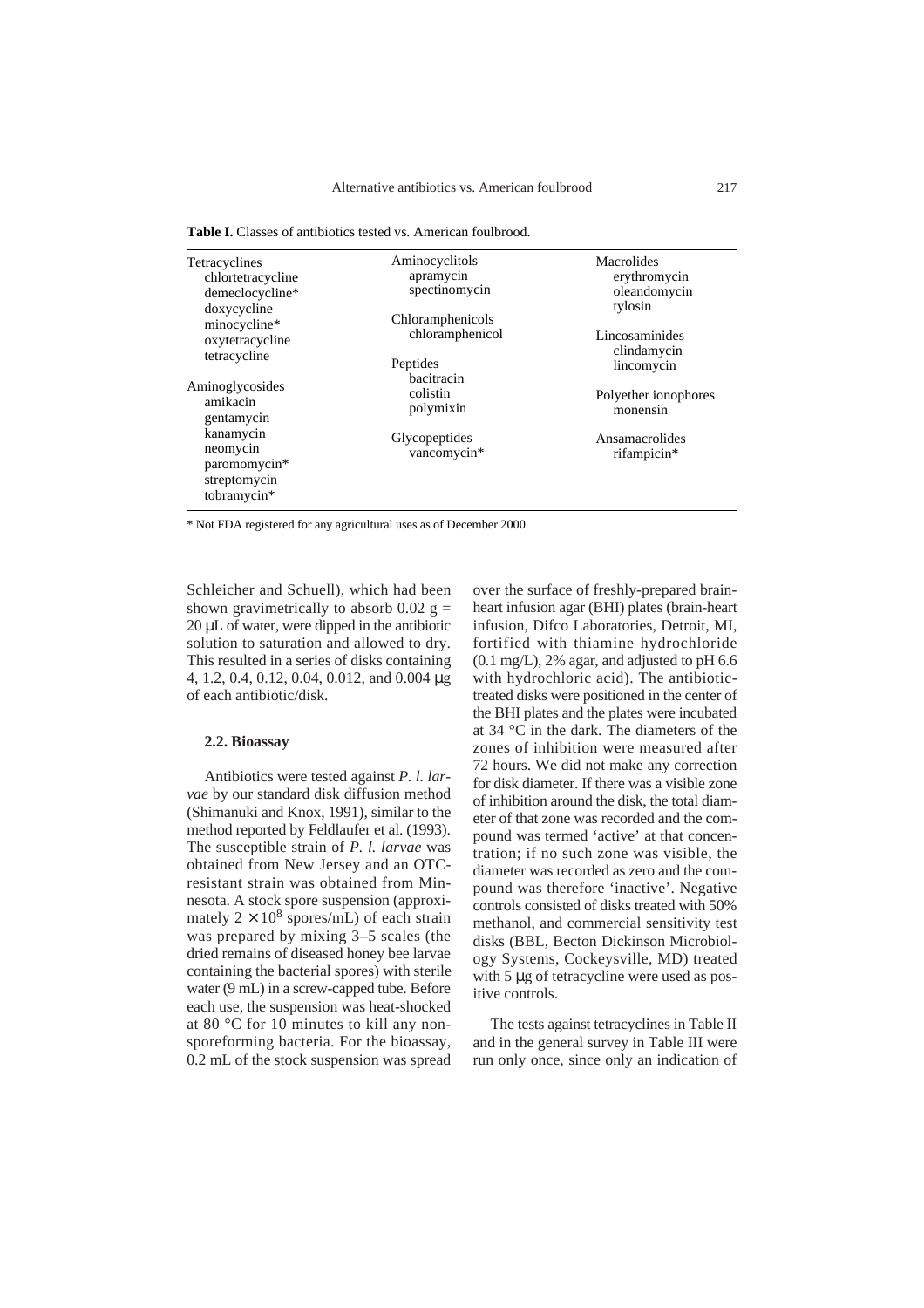**Table I.** Classes of antibiotics tested vs. American foulbrood.

| | | |
|---|---|---|
| Tetracyclines | Aminocyclitols | Macrolides |
| chlortetracycline | apramycin | erythromycin |
| demeclocycline* | spectinomycin | oleandomycin |
| doxycycline | | tylosin |
| minocycline* | Chloramphenicols | |
| oxytetracycline | chloramphenicol | Lincosaminides |
| tetracycline | | clindamycin |
| | Peptides | lincomycin |
| Aminoglycosides | bacitracin | |
| amikacin | colistin | Polyether ionophores |
| gentamycin | polymixin | monensin |
| kanamycin | | |
| neomycin | Glycopeptides | Ansamacrolides |
| paromomycin* | vancomycin* | rifampicin* |
| streptomycin | | |
| tobramycin* | | |

\* Not FDA registered for any agricultural uses as of December 2000.

Schleicher and Schuell), which had been shown gravimetrically to absorb 0.02 g = 20 µL of water, were dipped in the antibiotic solution to saturation and allowed to dry. This resulted in a series of disks containing 4, 1.2, 0.4, 0.12, 0.04, 0.012, and 0.004 µg of each antibiotic/disk.

### 2.2. Bioassay

Antibiotics were tested against *P. l. larvae* by our standard disk diffusion method (Shimanuki and Knox, 1991), similar to the method reported by Feldlaufer et al. (1993). The susceptible strain of *P. l. larvae* was obtained from New Jersey and an OTC-resistant strain was obtained from Minnesota. A stock spore suspension (approximately $2 \times 10^8$ spores/mL) of each strain was prepared by mixing 3–5 scales (the dried remains of diseased honey bee larvae containing the bacterial spores) with sterile water (9 mL) in a screw-capped tube. Before each use, the suspension was heat-shocked at 80 °C for 10 minutes to kill any non-sporeforming bacteria. For the bioassay, 0.2 mL of the stock suspension was spread over the surface of freshly-prepared brain-heart infusion agar (BHI) plates (brain-heart infusion, Difco Laboratories, Detroit, MI, fortified with thiamine hydrochloride (0.1 mg/L), 2% agar, and adjusted to pH 6.6 with hydrochloric acid). The antibiotic-treated disks were positioned in the center of the BHI plates and the plates were incubated at 34 °C in the dark. The diameters of the zones of inhibition were measured after 72 hours. We did not make any correction for disk diameter. If there was a visible zone of inhibition around the disk, the total diameter of that zone was recorded and the compound was termed 'active' at that concentration; if no such zone was visible, the diameter was recorded as zero and the compound was therefore 'inactive'. Negative controls consisted of disks treated with 50% methanol, and commercial sensitivity test disks (BBL, Becton Dickinson Microbiology Systems, Cockeysville, MD) treated with 5 µg of tetracycline were used as positive controls.

The tests against tetracyclines in Table II and in the general survey in Table III were run only once, since only an indication of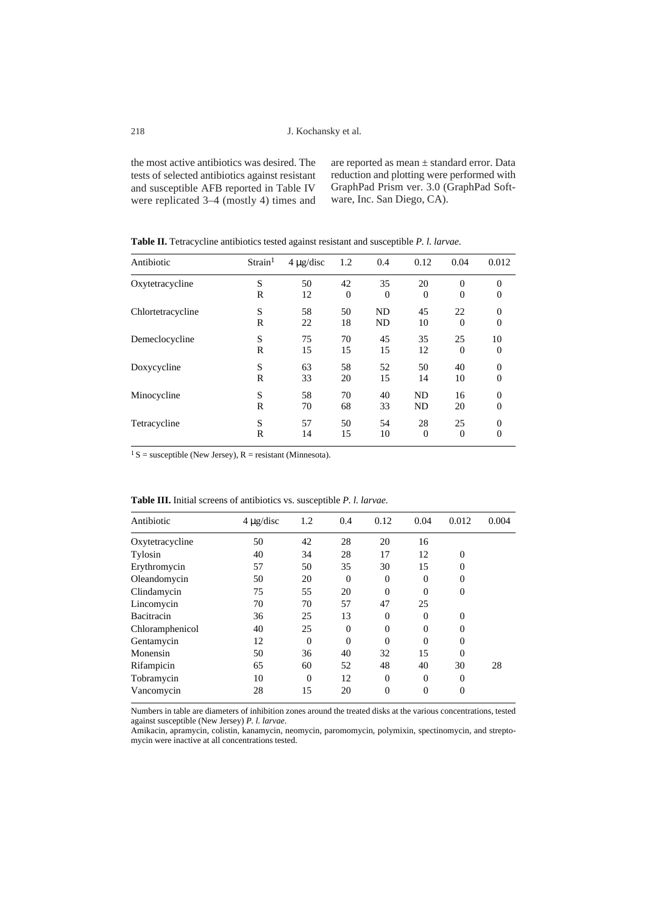the most active antibiotics was desired. The tests of selected antibiotics against resistant and susceptible AFB reported in Table IV were replicated 3–4 (mostly 4) times and are reported as mean ± standard error. Data reduction and plotting were performed with GraphPad Prism ver. 3.0 (GraphPad Software, Inc. San Diego, CA).

**Table II.** Tetracycline antibiotics tested against resistant and susceptible *P. l. larvae*.

| Antibiotic | Strain[1] | 4 μg/disc | 1.2 | 0.4 | 0.12 | 0.04 | 0.012 |
|---|---|---|---|---|---|---|---|
| Oxytetracycline | S | 50 | 42 | 35 | 20 | 0 | 0 |
| | R | 12 | 0 | 0 | 0 | 0 | 0 |
| Chlortetracycline | S | 58 | 50 | ND | 45 | 22 | 0 |
| | R | 22 | 18 | ND | 10 | 0 | 0 |
| Demeclocycline | S | 75 | 70 | 45 | 35 | 25 | 10 |
| | R | 15 | 15 | 15 | 12 | 0 | 0 |
| Doxycycline | S | 63 | 58 | 52 | 50 | 40 | 0 |
| | R | 33 | 20 | 15 | 14 | 10 | 0 |
| Minocycline | S | 58 | 70 | 40 | ND | 16 | 0 |
| | R | 70 | 68 | 33 | ND | 20 | 0 |
| Tetracycline | S | 57 | 50 | 54 | 28 | 25 | 0 |
| | R | 14 | 15 | 10 | 0 | 0 | 0 |

[1] S = susceptible (New Jersey), R = resistant (Minnesota).

**Table III.** Initial screens of antibiotics vs. susceptible *P. l. larvae*.

| Antibiotic | 4 μg/disc | 1.2 | 0.4 | 0.12 | 0.04 | 0.012 | 0.004 |
|---|---|---|---|---|---|---|---|
| Oxytetracycline | 50 | 42 | 28 | 20 | 16 | | |
| Tylosin | 40 | 34 | 28 | 17 | 12 | 0 | |
| Erythromycin | 57 | 50 | 35 | 30 | 15 | 0 | |
| Oleandomycin | 50 | 20 | 0 | 0 | 0 | 0 | |
| Clindamycin | 75 | 55 | 20 | 0 | 0 | 0 | |
| Lincomycin | 70 | 70 | 57 | 47 | 25 | | |
| Bacitracin | 36 | 25 | 13 | 0 | 0 | 0 | |
| Chloramphenicol | 40 | 25 | 0 | 0 | 0 | 0 | |
| Gentamycin | 12 | 0 | 0 | 0 | 0 | 0 | |
| Monensin | 50 | 36 | 40 | 32 | 15 | 0 | |
| Rifampicin | 65 | 60 | 52 | 48 | 40 | 30 | 28 |
| Tobramycin | 10 | 0 | 12 | 0 | 0 | 0 | |
| Vancomycin | 28 | 15 | 20 | 0 | 0 | 0 | |

Numbers in table are diameters of inhibition zones around the treated disks at the various concentrations, tested against susceptible (New Jersey) *P. l. larvae*.
Amikacin, apramycin, colistin, kanamycin, neomycin, paromomycin, polymixin, spectinomycin, and streptomycin were inactive at all concentrations tested.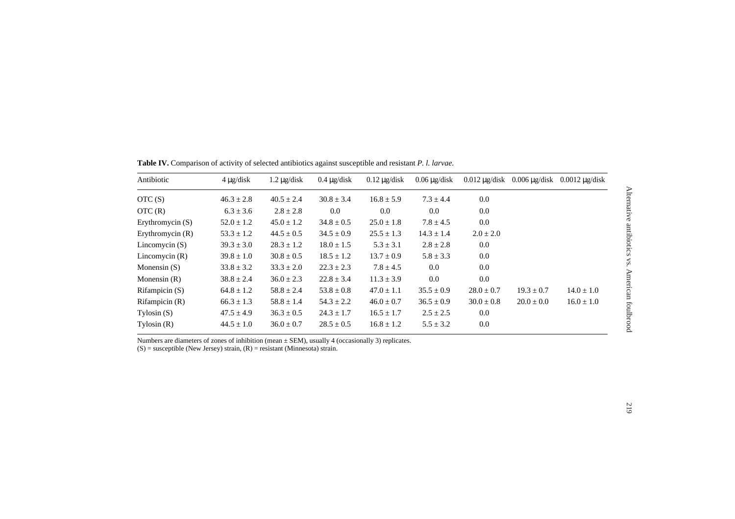**Table IV.** Comparison of activity of selected antibiotics against susceptible and resistant *P. l. larvae*.

| Antibiotic | 4 μg/disk | 1.2 μg/disk | 0.4 μg/disk | 0.12 μg/disk | 0.06 μg/disk | 0.012 μg/disk | 0.006 μg/disk | 0.0012 μg/disk |
|---|---|---|---|---|---|---|---|---|
| OTC (S) | 46.3 ± 2.8 | 40.5 ± 2.4 | 30.8 ± 3.4 | 16.8 ± 5.9 | 7.3 ± 4.4 | 0.0 | | |
| OTC (R) | 6.3 ± 3.6 | 2.8 ± 2.8 | 0.0 | 0.0 | 0.0 | 0.0 | | |
| Erythromycin (S) | 52.0 ± 1.2 | 45.0 ± 1.2 | 34.8 ± 0.5 | 25.0 ± 1.8 | 7.8 ± 4.5 | 0.0 | | |
| Erythromycin (R) | 53.3 ± 1.2 | 44.5 ± 0.5 | 34.5 ± 0.9 | 25.5 ± 1.3 | 14.3 ± 1.4 | 2.0 ± 2.0 | | |
| Lincomycin (S) | 39.3 ± 3.0 | 28.3 ± 1.2 | 18.0 ± 1.5 | 5.3 ± 3.1 | 2.8 ± 2.8 | 0.0 | | |
| Lincomycin (R) | 39.8 ± 1.0 | 30.8 ± 0.5 | 18.5 ± 1.2 | 13.7 ± 0.9 | 5.8 ± 3.3 | 0.0 | | |
| Monensin (S) | 33.8 ± 3.2 | 33.3 ± 2.0 | 22.3 ± 2.3 | 7.8 ± 4.5 | 0.0 | 0.0 | | |
| Monensin (R) | 38.8 ± 2.4 | 36.0 ± 2.3 | 22.8 ± 3.4 | 11.3 ± 3.9 | 0.0 | 0.0 | | |
| Rifampicin (S) | 64.8 ± 1.2 | 58.8 ± 2.4 | 53.8 ± 0.8 | 47.0 ± 1.1 | 35.5 ± 0.9 | 28.0 ± 0.7 | 19.3 ± 0.7 | 14.0 ± 1.0 |
| Rifampicin (R) | 66.3 ± 1.3 | 58.8 ± 1.4 | 54.3 ± 2.2 | 46.0 ± 0.7 | 36.5 ± 0.9 | 30.0 ± 0.8 | 20.0 ± 0.0 | 16.0 ± 1.0 |
| Tylosin (S) | 47.5 ± 4.9 | 36.3 ± 0.5 | 24.3 ± 1.7 | 16.5 ± 1.7 | 2.5 ± 2.5 | 0.0 | | |
| Tylosin (R) | 44.5 ± 1.0 | 36.0 ± 0.7 | 28.5 ± 0.5 | 16.8 ± 1.2 | 5.5 ± 3.2 | 0.0 | | |

Numbers are diameters of zones of inhibition (mean ± SEM), usually 4 (occasionally 3) replicates.
(S) = susceptible (New Jersey) strain, (R) = resistant (Minnesota) strain.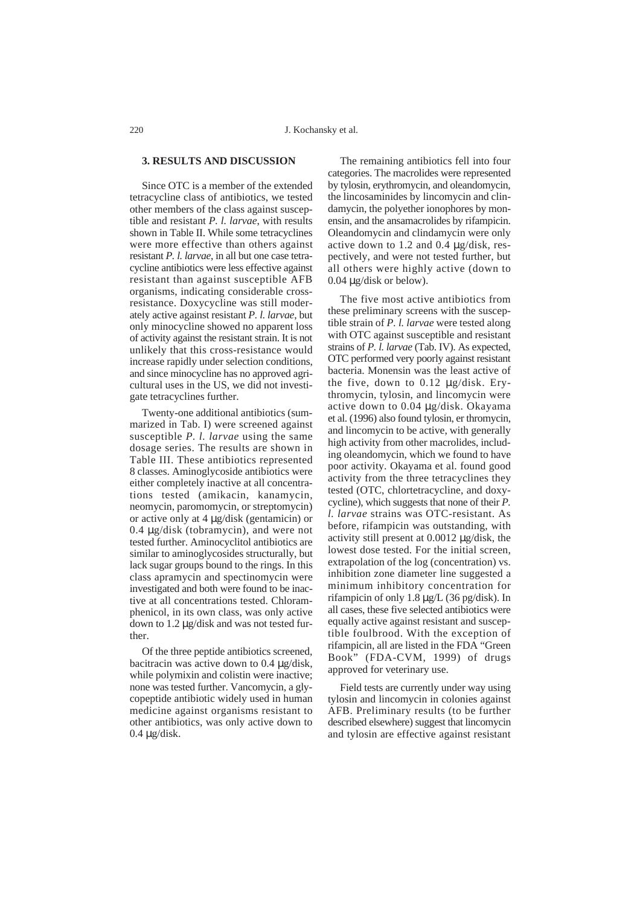## 3. RESULTS AND DISCUSSION

Since OTC is a member of the extended tetracycline class of antibiotics, we tested other members of the class against susceptible and resistant *P. l. larvae*, with results shown in Table II. While some tetracyclines were more effective than others against resistant *P. l. larvae*, in all but one case tetracycline antibiotics were less effective against resistant than against susceptible AFB organisms, indicating considerable cross-resistance. Doxycycline was still moderately active against resistant *P. l. larvae*, but only minocycline showed no apparent loss of activity against the resistant strain. It is not unlikely that this cross-resistance would increase rapidly under selection conditions, and since minocycline has no approved agricultural uses in the US, we did not investigate tetracyclines further.

Twenty-one additional antibiotics (summarized in Tab. I) were screened against susceptible *P. l. larvae* using the same dosage series. The results are shown in Table III. These antibiotics represented 8 classes. Aminoglycoside antibiotics were either completely inactive at all concentrations tested (amikacin, kanamycin, neomycin, paromomycin, or streptomycin) or active only at 4 μg/disk (gentamicin) or 0.4 μg/disk (tobramycin), and were not tested further. Aminocyclitol antibiotics are similar to aminoglycosides structurally, but lack sugar groups bound to the rings. In this class apramycin and spectinomycin were investigated and both were found to be inactive at all concentrations tested. Chloramphenicol, in its own class, was only active down to 1.2 μg/disk and was not tested further.

Of the three peptide antibiotics screened, bacitracin was active down to 0.4 μg/disk, while polymixin and colistin were inactive; none was tested further. Vancomycin, a glycopeptide antibiotic widely used in human medicine against organisms resistant to other antibiotics, was only active down to 0.4 μg/disk.

The remaining antibiotics fell into four categories. The macrolides were represented by tylosin, erythromycin, and oleandomycin, the lincosaminides by lincomycin and clindamycin, the polyether ionophores by monensin, and the ansamacrolides by rifampicin. Oleandomycin and clindamycin were only active down to 1.2 and 0.4 μg/disk, respectively, and were not tested further, but all others were highly active (down to 0.04 μg/disk or below).

The five most active antibiotics from these preliminary screens with the susceptible strain of *P. l. larvae* were tested along with OTC against susceptible and resistant strains of *P. l. larvae* (Tab. IV). As expected, OTC performed very poorly against resistant bacteria. Monensin was the least active of the five, down to 0.12 μg/disk. Erythromycin, tylosin, and lincomycin were active down to 0.04 μg/disk. Okayama et al. (1996) also found tylosin, er thromycin, and lincomycin to be active, with generally high activity from other macrolides, including oleandomycin, which we found to have poor activity. Okayama et al. found good activity from the three tetracyclines they tested (OTC, chlortetracycline, and doxycycline), which suggests that none of their *P. l. larvae* strains was OTC-resistant. As before, rifampicin was outstanding, with activity still present at 0.0012 μg/disk, the lowest dose tested. For the initial screen, extrapolation of the log (concentration) vs. inhibition zone diameter line suggested a minimum inhibitory concentration for rifampicin of only 1.8 μg/L (36 pg/disk). In all cases, these five selected antibiotics were equally active against resistant and susceptible foulbrood. With the exception of rifampicin, all are listed in the FDA "Green Book" (FDA-CVM, 1999) of drugs approved for veterinary use.

Field tests are currently under way using tylosin and lincomycin in colonies against AFB. Preliminary results (to be further described elsewhere) suggest that lincomycin and tylosin are effective against resistant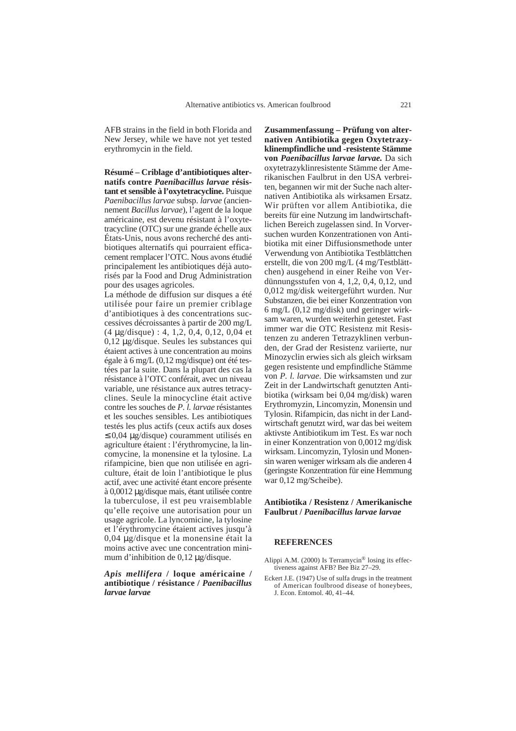AFB strains in the field in both Florida and New Jersey, while we have not yet tested erythromycin in the field.

**Résumé – Criblage d'antibiotiques alternatifs contre *Paenibacillus larvae* résistant et sensible à l'oxytetracycline.** Puisque *Paenibacillus larvae* subsp. *larvae* (anciennement *Bacillus larvae*), l'agent de la loque américaine, est devenu résistant à l'oxytetracycline (OTC) sur une grande échelle aux États-Unis, nous avons recherché des antibiotiques alternatifs qui pourraient efficacement remplacer l'OTC. Nous avons étudié principalement les antibiotiques déjà autorisés par la Food and Drug Administration pour des usages agricoles.

La méthode de diffusion sur disques a été utilisée pour faire un premier criblage d'antibiotiques à des concentrations successives décroissantes à partir de 200 mg/L (4 µg/disque) : 4, 1,2, 0,4, 0,12, 0,04 et 0,12 µg/disque. Seules les substances qui étaient actives à une concentration au moins égale à 6 mg/L (0,12 mg/disque) ont été testées par la suite. Dans la plupart des cas la résistance à l'OTC conférait, avec un niveau variable, une résistance aux autres tetracyclines. Seule la minocycline était active contre les souches de *P. l. larvae* résistantes et les souches sensibles. Les antibiotiques testés les plus actifs (ceux actifs aux doses ≤ 0,04 µg/disque) couramment utilisés en agriculture étaient : l'érythromycine, la lincomycine, la monensine et la tylosine. La rifampicine, bien que non utilisée en agriculture, était de loin l'antibiotique le plus actif, avec une activité étant encore présente à 0,0012 µg/disque mais, étant utilisée contre la tuberculose, il est peu vraisemblable qu'elle reçoive une autorisation pour un usage agricole. La lyncomicine, la tylosine et l'érythromycine étaient actives jusqu'à 0,04 µg/disque et la monensine était la moins active avec une concentration minimum d'inhibition de 0,12 µg/disque.

***Apis mellifera* / loque américaine / antibiotique / résistance / *Paenibacillus larvae larvae***

**Zusammenfassung – Prüfung von alternativen Antibiotika gegen Oxytetrazyklinempfindliche und -resistente Stämme von *Paenibacillus larvae larvae*.** Da sich oxytetrazyklinresistente Stämme der Amerikanischen Faulbrut in den USA verbreiten, begannen wir mit der Suche nach alternativen Antibiotika als wirksamen Ersatz. Wir prüften vor allem Antibiotika, die bereits für eine Nutzung im landwirtschaftlichen Bereich zugelassen sind. In Vorversuchen wurden Konzentrationen von Antibiotika mit einer Diffusionsmethode unter Verwendung von Antibiotika Testblättchen erstellt, die von 200 mg/L (4 mg/Testblättchen) ausgehend in einer Reihe von Verdünnungsstufen von 4, 1,2, 0,4, 0,12, und 0,012 mg/disk weitergeführt wurden. Nur Substanzen, die bei einer Konzentration von 6 mg/L (0,12 mg/disk) und geringer wirksam waren, wurden weiterhin getestet. Fast immer war die OTC Resistenz mit Resistenzen zu anderen Tetrazyklinen verbunden, der Grad der Resistenz variierte, nur Minozyclin erwies sich als gleich wirksam gegen resistente und empfindliche Stämme von *P. l. larvae*. Die wirksamsten und zur Zeit in der Landwirtschaft genutzten Antibiotika (wirksam bei 0,04 mg/disk) waren Erythromyzin, Lincomyzin, Monensin und Tylosin. Rifampicin, das nicht in der Landwirtschaft genutzt wird, war das bei weitem aktivste Antibiotikum im Test. Es war noch in einer Konzentration von 0,0012 mg/disk wirksam. Lincomyzin, Tylosin und Monensin waren weniger wirksam als die anderen 4 (geringste Konzentration für eine Hemmung war 0,12 mg/Scheibe).

**Antibiotika / Resistenz / Amerikanische Faulbrut / *Paenibacillus larvae larvae***

## REFERENCES

Alippi A.M. (2000) Is Terramycin® losing its effectiveness against AFB? Bee Biz 27–29.

Eckert J.E. (1947) Use of sulfa drugs in the treatment of American foulbrood disease of honeybees, J. Econ. Entomol. 40, 41–44.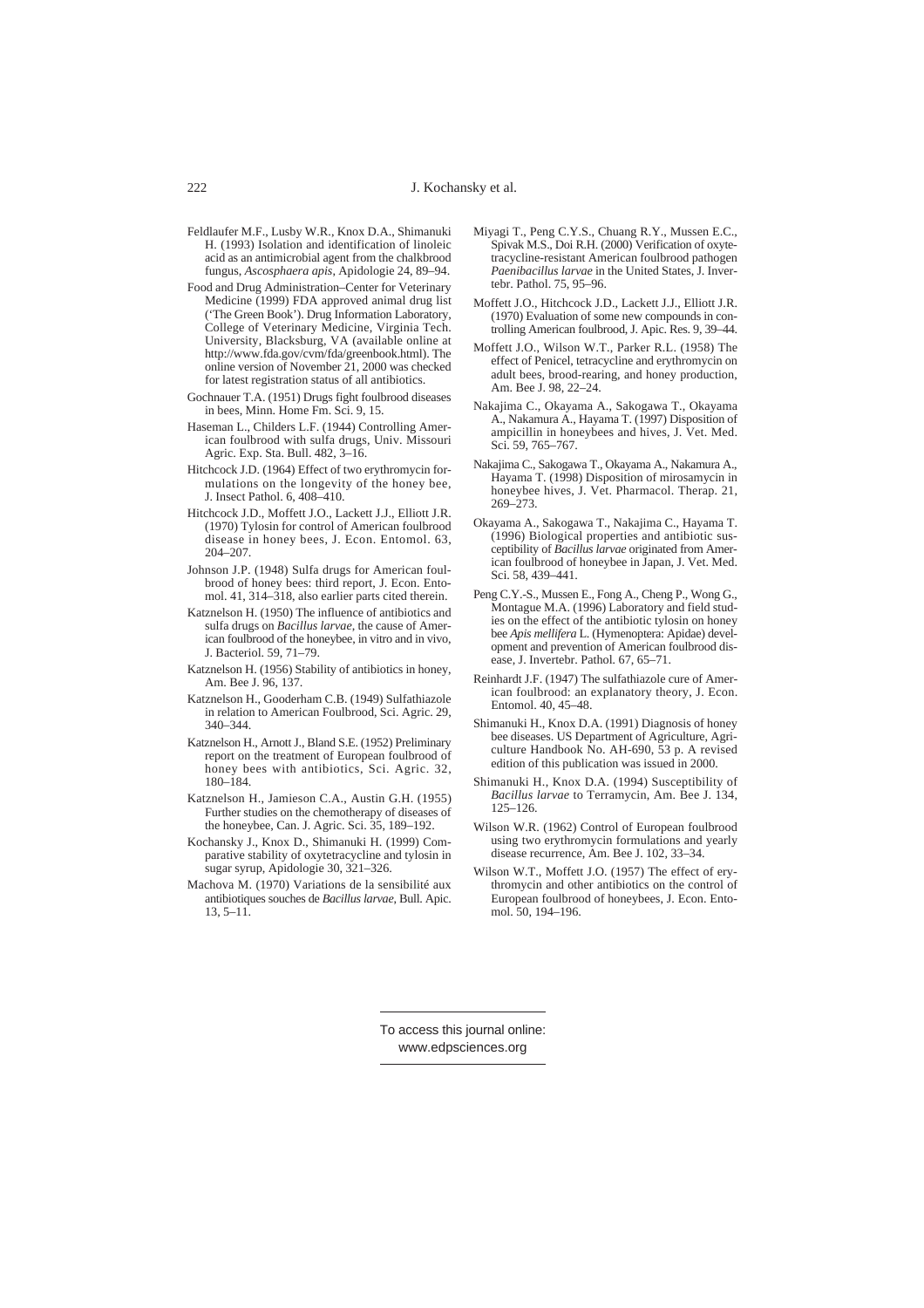Feldlaufer M.F., Lusby W.R., Knox D.A., Shimanuki H. (1993) Isolation and identification of linoleic acid as an antimicrobial agent from the chalkbrood fungus, *Ascosphaera apis*, Apidologie 24, 89–94.

Food and Drug Administration–Center for Veterinary Medicine (1999) FDA approved animal drug list ('The Green Book'). Drug Information Laboratory, College of Veterinary Medicine, Virginia Tech. University, Blacksburg, VA (available online at http://www.fda.gov/cvm/fda/greenbook.html). The online version of November 21, 2000 was checked for latest registration status of all antibiotics.

Gochnauer T.A. (1951) Drugs fight foulbrood diseases in bees, Minn. Home Fm. Sci. 9, 15.

Haseman L., Childers L.F. (1944) Controlling American foulbrood with sulfa drugs, Univ. Missouri Agric. Exp. Sta. Bull. 482, 3–16.

Hitchcock J.D. (1964) Effect of two erythromycin formulations on the longevity of the honey bee, J. Insect Pathol. 6, 408–410.

Hitchcock J.D., Moffett J.O., Lackett J.J., Elliott J.R. (1970) Tylosin for control of American foulbrood disease in honey bees, J. Econ. Entomol. 63, 204–207.

Johnson J.P. (1948) Sulfa drugs for American foulbrood of honey bees: third report, J. Econ. Entomol. 41, 314–318, also earlier parts cited therein.

Katznelson H. (1950) The influence of antibiotics and sulfa drugs on *Bacillus larvae*, the cause of American foulbrood of the honeybee, in vitro and in vivo, J. Bacteriol. 59, 71–79.

Katznelson H. (1956) Stability of antibiotics in honey, Am. Bee J. 96, 137.

Katznelson H., Gooderham C.B. (1949) Sulfathiazole in relation to American Foulbrood, Sci. Agric. 29, 340–344.

Katznelson H., Arnott J., Bland S.E. (1952) Preliminary report on the treatment of European foulbrood of honey bees with antibiotics, Sci. Agric. 32, 180–184.

Katznelson H., Jamieson C.A., Austin G.H. (1955) Further studies on the chemotherapy of diseases of the honeybee, Can. J. Agric. Sci. 35, 189–192.

Kochansky J., Knox D., Shimanuki H. (1999) Comparative stability of oxytetracycline and tylosin in sugar syrup, Apidologie 30, 321–326.

Machova M. (1970) Variations de la sensibilité aux antibiotiques souches de *Bacillus larvae*, Bull. Apic. 13, 5–11.

Miyagi T., Peng C.Y.S., Chuang R.Y., Mussen E.C., Spivak M.S., Doi R.H. (2000) Verification of oxytetracycline-resistant American foulbrood pathogen *Paenibacillus larvae* in the United States, J. Invertebr. Pathol. 75, 95–96.

Moffett J.O., Hitchcock J.D., Lackett J.J., Elliott J.R. (1970) Evaluation of some new compounds in controlling American foulbrood, J. Apic. Res. 9, 39–44.

Moffett J.O., Wilson W.T., Parker R.L. (1958) The effect of Penicel, tetracycline and erythromycin on adult bees, brood-rearing, and honey production, Am. Bee J. 98, 22–24.

Nakajima C., Okayama A., Sakogawa T., Okayama A., Nakamura A., Hayama T. (1997) Disposition of ampicillin in honeybees and hives, J. Vet. Med. Sci. 59, 765–767.

Nakajima C., Sakogawa T., Okayama A., Nakamura A., Hayama T. (1998) Disposition of mirosamycin in honeybee hives, J. Vet. Pharmacol. Therap. 21, 269–273.

Okayama A., Sakogawa T., Nakajima C., Hayama T. (1996) Biological properties and antibiotic susceptibility of *Bacillus larvae* originated from American foulbrood of honeybee in Japan, J. Vet. Med. Sci. 58, 439–441.

Peng C.Y.-S., Mussen E., Fong A., Cheng P., Wong G., Montague M.A. (1996) Laboratory and field studies on the effect of the antibiotic tylosin on honey bee *Apis mellifera* L. (Hymenoptera: Apidae) development and prevention of American foulbrood disease, J. Invertebr. Pathol. 67, 65–71.

Reinhardt J.F. (1947) The sulfathiazole cure of American foulbrood: an explanatory theory, J. Econ. Entomol. 40, 45–48.

Shimanuki H., Knox D.A. (1991) Diagnosis of honey bee diseases. US Department of Agriculture, Agriculture Handbook No. AH-690, 53 p. A revised edition of this publication was issued in 2000.

Shimanuki H., Knox D.A. (1994) Susceptibility of *Bacillus larvae* to Terramycin, Am. Bee J. 134, 125–126.

Wilson W.R. (1962) Control of European foulbrood using two erythromycin formulations and yearly disease recurrence, Am. Bee J. 102, 33–34.

Wilson W.T., Moffett J.O. (1957) The effect of erythromycin and other antibiotics on the control of European foulbrood of honeybees, J. Econ. Entomol. 50, 194–196.

To access this journal online:
www.edpsciences.org